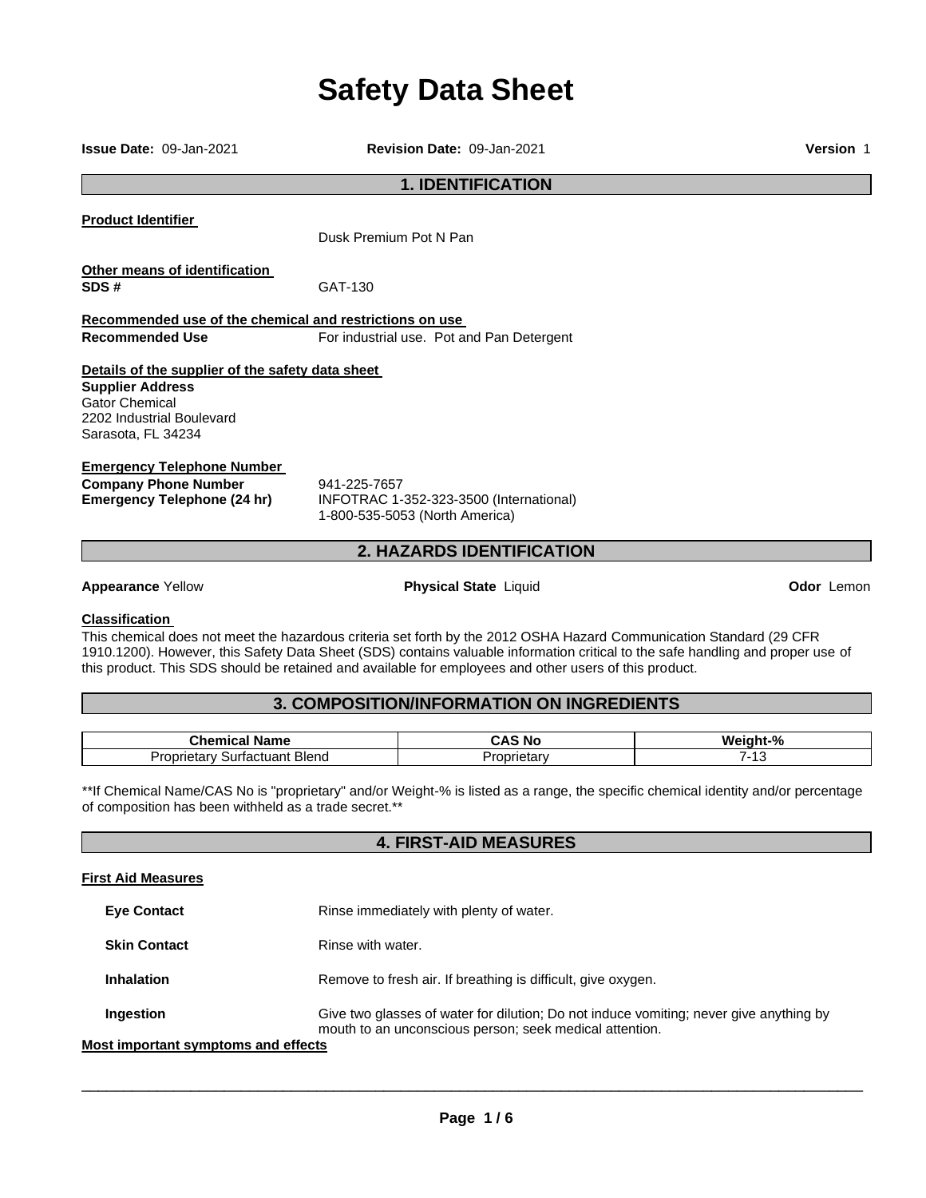# Safety Data Sheet

**Issue Date:** 09-Jan-2021 **Revision Date:** 09-Jan-2021 **Version** 1

## 1. IDENTIFICATION

**Product Identifier**

Dusk Premium Pot N Pan

**Other means of identification**

**SDS #** GAT-130

**Recommended use of the chemical and restrictions on use**

**Recommended Use** For industrial use. Pot and Pan Detergent

**Details of the supplier of the safety data sheet**

**Supplier Address**
Gator Chemical
2202 Industrial Boulevard
Sarasota, FL 34234

**Emergency Telephone Number**

**Company Phone Number** 941-225-7657

**Emergency Telephone (24 hr)** INFOTRAC 1-352-323-3500 (International)
1-800-535-5053 (North America)

## 2. HAZARDS IDENTIFICATION

**Appearance** Yellow **Physical State** Liquid **Odor** Lemon

**Classification**

This chemical does not meet the hazardous criteria set forth by the 2012 OSHA Hazard Communication Standard (29 CFR 1910.1200). However, this Safety Data Sheet (SDS) contains valuable information critical to the safe handling and proper use of this product. This SDS should be retained and available for employees and other users of this product.

## 3. COMPOSITION/INFORMATION ON INGREDIENTS

| Chemical Name | CAS No | Weight-% |
|---|---|---|
| Proprietary Surfactuant Blend | Proprietary | 7-13 |

**If Chemical Name/CAS No is "proprietary" and/or Weight-% is listed as a range, the specific chemical identity and/or percentage of composition has been withheld as a trade secret.**

## 4. FIRST-AID MEASURES

**First Aid Measures**

**Eye Contact** Rinse immediately with plenty of water.

**Skin Contact** Rinse with water.

**Inhalation** Remove to fresh air. If breathing is difficult, give oxygen.

**Ingestion** Give two glasses of water for dilution; Do not induce vomiting; never give anything by mouth to an unconscious person; seek medical attention.

**Most important symptoms and effects**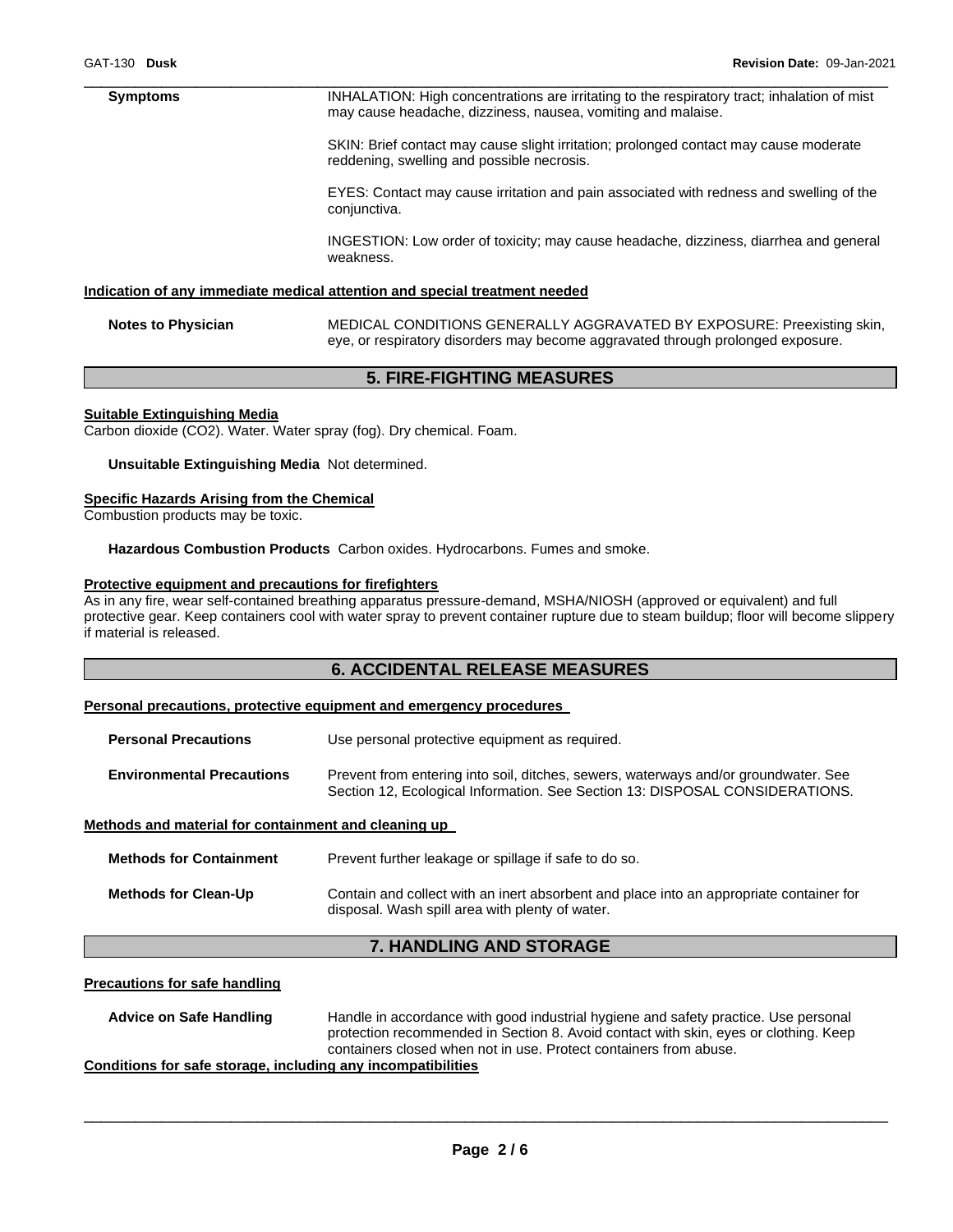**Symptoms**

INHALATION: High concentrations are irritating to the respiratory tract; inhalation of mist may cause headache, dizziness, nausea, vomiting and malaise.

SKIN: Brief contact may cause slight irritation; prolonged contact may cause moderate reddening, swelling and possible necrosis.

EYES: Contact may cause irritation and pain associated with redness and swelling of the conjunctiva.

INGESTION: Low order of toxicity; may cause headache, dizziness, diarrhea and general weakness.

**Indication of any immediate medical attention and special treatment needed**

**Notes to Physician** MEDICAL CONDITIONS GENERALLY AGGRAVATED BY EXPOSURE: Preexisting skin, eye, or respiratory disorders may become aggravated through prolonged exposure.

## 5. FIRE-FIGHTING MEASURES

**Suitable Extinguishing Media**

Carbon dioxide ($CO_2$). Water. Water spray (fog). Dry chemical. Foam.

**Unsuitable Extinguishing Media** Not determined.

**Specific Hazards Arising from the Chemical**

Combustion products may be toxic.

**Hazardous Combustion Products** Carbon oxides. Hydrocarbons. Fumes and smoke.

**Protective equipment and precautions for firefighters**

As in any fire, wear self-contained breathing apparatus pressure-demand, MSHA/NIOSH (approved or equivalent) and full protective gear. Keep containers cool with water spray to prevent container rupture due to steam buildup; floor will become slippery if material is released.

## 6. ACCIDENTAL RELEASE MEASURES

**Personal precautions, protective equipment and emergency procedures**

**Personal Precautions** Use personal protective equipment as required.

**Environmental Precautions** Prevent from entering into soil, ditches, sewers, waterways and/or groundwater. See Section 12, Ecological Information. See Section 13: DISPOSAL CONSIDERATIONS.

**Methods and material for containment and cleaning up**

**Methods for Containment** Prevent further leakage or spillage if safe to do so.

**Methods for Clean-Up** Contain and collect with an inert absorbent and place into an appropriate container for disposal. Wash spill area with plenty of water.

## 7. HANDLING AND STORAGE

**Precautions for safe handling**

**Advice on Safe Handling** Handle in accordance with good industrial hygiene and safety practice. Use personal protection recommended in Section 8. Avoid contact with skin, eyes or clothing. Keep containers closed when not in use. Protect containers from abuse.

**Conditions for safe storage, including any incompatibilities**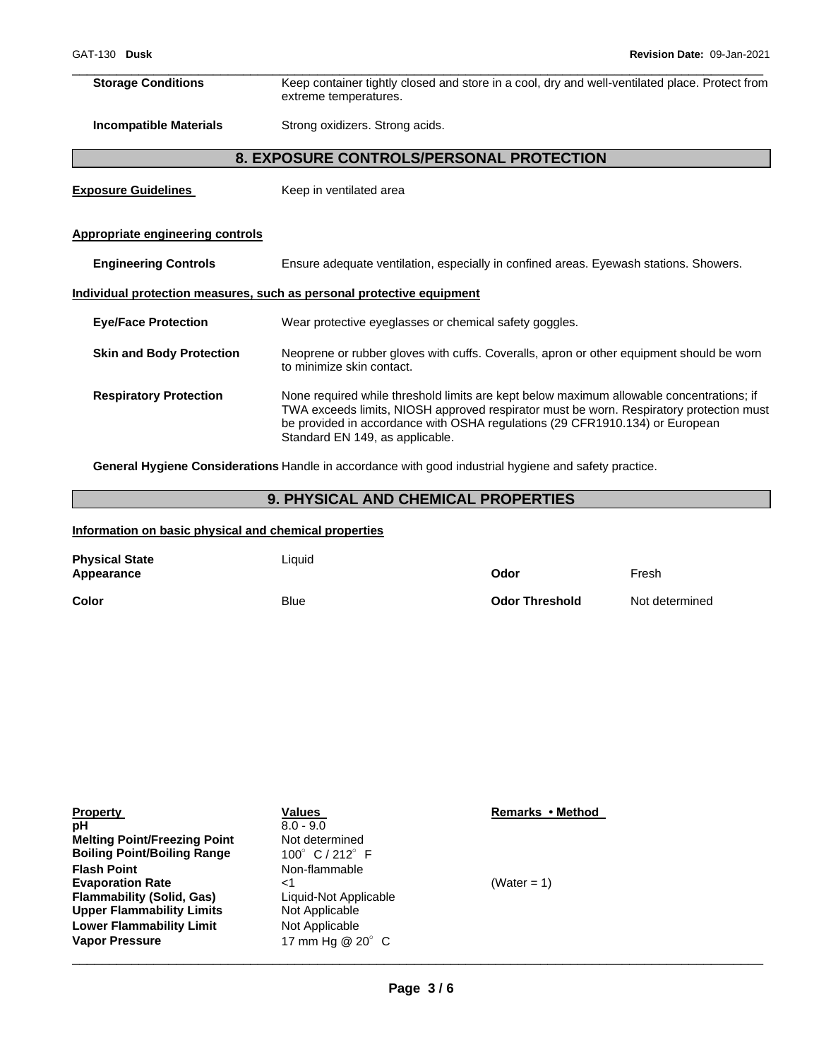| | |
|---|---|
| **Storage Conditions** | Keep container tightly closed and store in a cool, dry and well-ventilated place. Protect from extreme temperatures. |
| **Incompatible Materials** | Strong oxidizers. Strong acids. |

## 8. EXPOSURE CONTROLS/PERSONAL PROTECTION

**Exposure Guidelines** Keep in ventilated area

**Appropriate engineering controls**

| | |
|---|---|
| **Engineering Controls** | Ensure adequate ventilation, especially in confined areas. Eyewash stations. Showers. |

**Individual protection measures, such as personal protective equipment**

| | |
|---|---|
| **Eye/Face Protection** | Wear protective eyeglasses or chemical safety goggles. |
| **Skin and Body Protection** | Neoprene or rubber gloves with cuffs. Coveralls, apron or other equipment should be worn to minimize skin contact. |
| **Respiratory Protection** | None required while threshold limits are kept below maximum allowable concentrations; if TWA exceeds limits, NIOSH approved respirator must be worn. Respiratory protection must be provided in accordance with OSHA regulations (29 CFR1910.134) or European Standard EN 149, as applicable. |

**General Hygiene Considerations** Handle in accordance with good industrial hygiene and safety practice.

## 9. PHYSICAL AND CHEMICAL PROPERTIES

**Information on basic physical and chemical properties**

| | | | |
|---|---|---|---|
| **Physical State** | Liquid | | |
| **Appearance** | | **Odor** | Fresh |
| **Color** | Blue | **Odor Threshold** | Not determined |

| Property | Values | Remarks • Method |
|---|---|---|
| **pH** | 8.0 - 9.0 | |
| **Melting Point/Freezing Point** | Not determined | |
| **Boiling Point/Boiling Range** | 100° C / 212° F | |
| **Flash Point** | Non-flammable | |
| **Evaporation Rate** | <1 | (Water = 1) |
| **Flammability (Solid, Gas)** | Liquid-Not Applicable | |
| **Upper Flammability Limits** | Not Applicable | |
| **Lower Flammability Limit** | Not Applicable | |
| **Vapor Pressure** | 17 mm Hg @ 20° C | |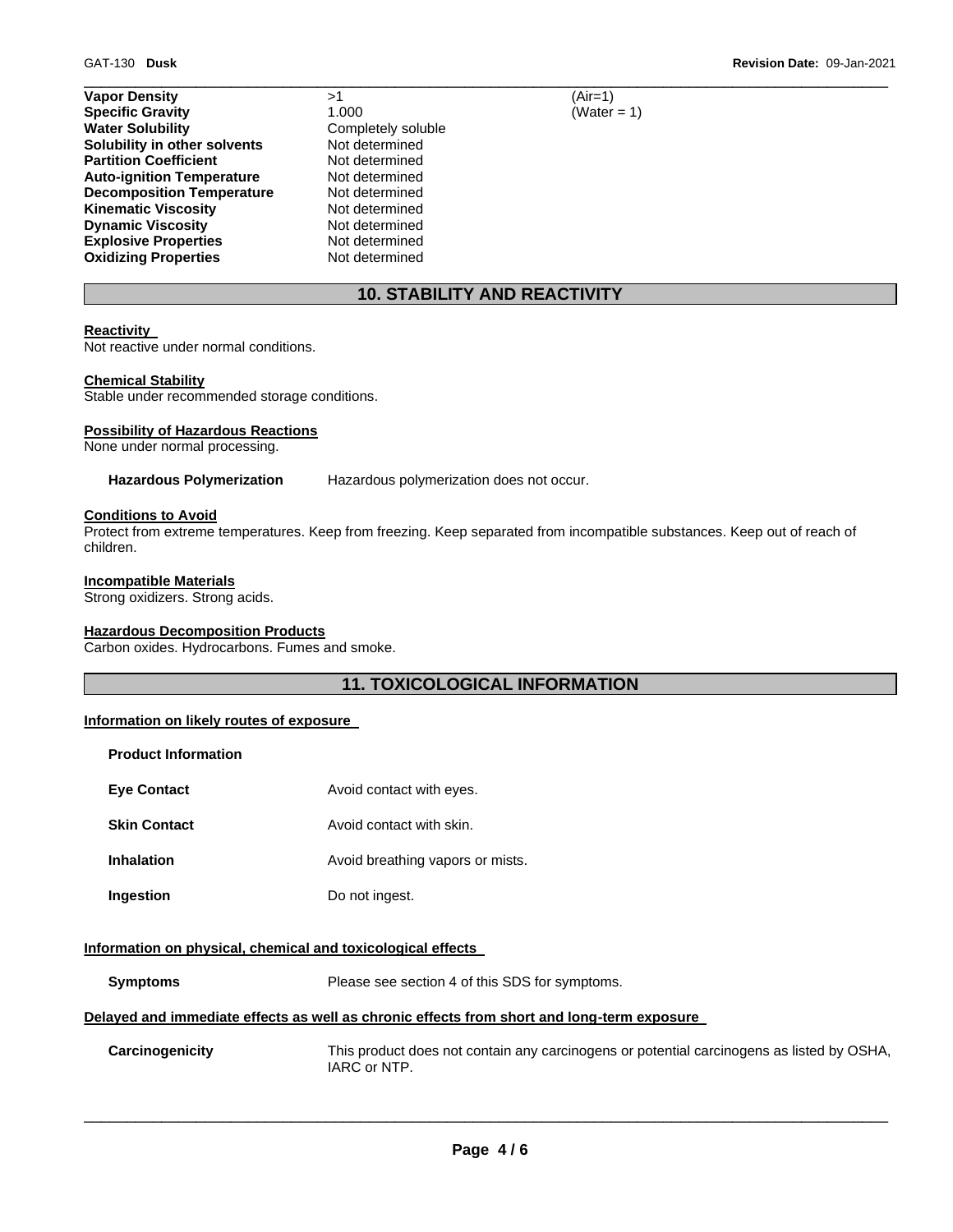| | | |
|---|---|---|
| **Vapor Density** | >1 | (Air=1) |
| **Specific Gravity** | 1.000 | (Water = 1) |
| **Water Solubility** | Completely soluble | |
| **Solubility in other solvents** | Not determined | |
| **Partition Coefficient** | Not determined | |
| **Auto-ignition Temperature** | Not determined | |
| **Decomposition Temperature** | Not determined | |
| **Kinematic Viscosity** | Not determined | |
| **Dynamic Viscosity** | Not determined | |
| **Explosive Properties** | Not determined | |
| **Oxidizing Properties** | Not determined | |

## 10. STABILITY AND REACTIVITY

**Reactivity**
Not reactive under normal conditions.

**Chemical Stability**
Stable under recommended storage conditions.

**Possibility of Hazardous Reactions**
None under normal processing.

**Hazardous Polymerization** Hazardous polymerization does not occur.

**Conditions to Avoid**
Protect from extreme temperatures. Keep from freezing. Keep separated from incompatible substances. Keep out of reach of children.

**Incompatible Materials**
Strong oxidizers. Strong acids.

**Hazardous Decomposition Products**
Carbon oxides. Hydrocarbons. Fumes and smoke.

## 11. TOXICOLOGICAL INFORMATION

**Information on likely routes of exposure**

**Product Information**

**Eye Contact** Avoid contact with eyes.

**Skin Contact** Avoid contact with skin.

**Inhalation** Avoid breathing vapors or mists.

**Ingestion** Do not ingest.

**Information on physical, chemical and toxicological effects**

**Symptoms** Please see section 4 of this SDS for symptoms.

**Delayed and immediate effects as well as chronic effects from short and long-term exposure**

**Carcinogenicity** This product does not contain any carcinogens or potential carcinogens as listed by OSHA, IARC or NTP.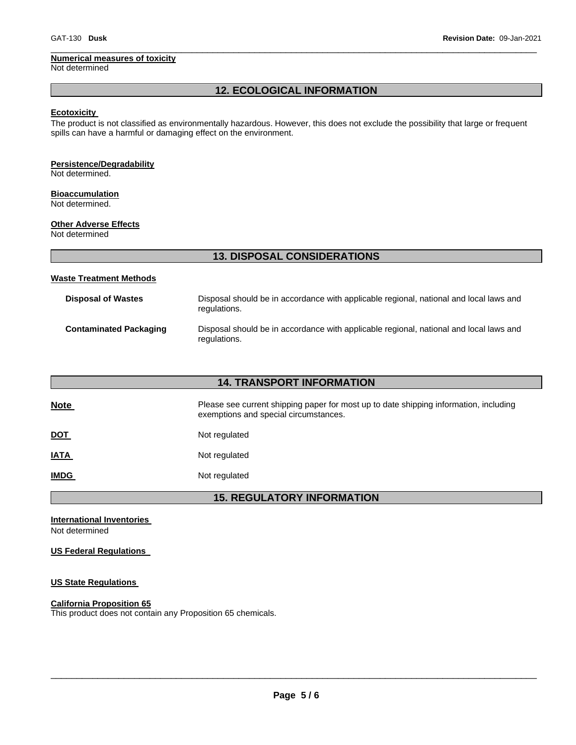**Numerical measures of toxicity**
Not determined

## 12. ECOLOGICAL INFORMATION

**Ecotoxicity**
The product is not classified as environmentally hazardous. However, this does not exclude the possibility that large or frequent spills can have a harmful or damaging effect on the environment.

**Persistence/Degradability**
Not determined.

**Bioaccumulation**
Not determined.

**Other Adverse Effects**
Not determined

## 13. DISPOSAL CONSIDERATIONS

**Waste Treatment Methods**

| | |
|---|---|
| **Disposal of Wastes** | Disposal should be in accordance with applicable regional, national and local laws and regulations. |
| **Contaminated Packaging** | Disposal should be in accordance with applicable regional, national and local laws and regulations. |

## 14. TRANSPORT INFORMATION

| | |
|---|---|
| **Note** | Please see current shipping paper for most up to date shipping information, including exemptions and special circumstances. |
| **DOT** | Not regulated |
| **IATA** | Not regulated |
| **IMDG** | Not regulated |

## 15. REGULATORY INFORMATION

**International Inventories**
Not determined

**US Federal Regulations**

**US State Regulations**

**California Proposition 65**
This product does not contain any Proposition 65 chemicals.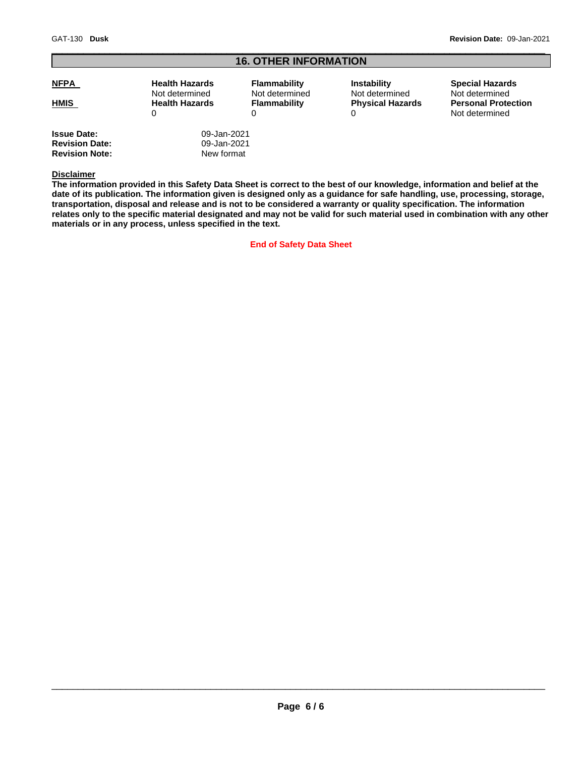## 16. OTHER INFORMATION

| | | | | |
|---|---|---|---|---|
| **NFPA** | **Health Hazards**<br>Not determined | **Flammability**<br>Not determined | **Instability**<br>Not determined | **Special Hazards**<br>Not determined |
| **HMIS** | **Health Hazards**<br>0 | **Flammability**<br>0 | **Physical Hazards**<br>0 | **Personal Protection**<br>Not determined |

**Issue Date:** 09-Jan-2021
**Revision Date:** 09-Jan-2021
**Revision Note:** New format

**Disclaimer**

**The information provided in this Safety Data Sheet is correct to the best of our knowledge, information and belief at the date of its publication. The information given is designed only as a guidance for safe handling, use, processing, storage, transportation, disposal and release and is not to be considered a warranty or quality specification. The information relates only to the specific material designated and may not be valid for such material used in combination with any other materials or in any process, unless specified in the text.**

**End of Safety Data Sheet**